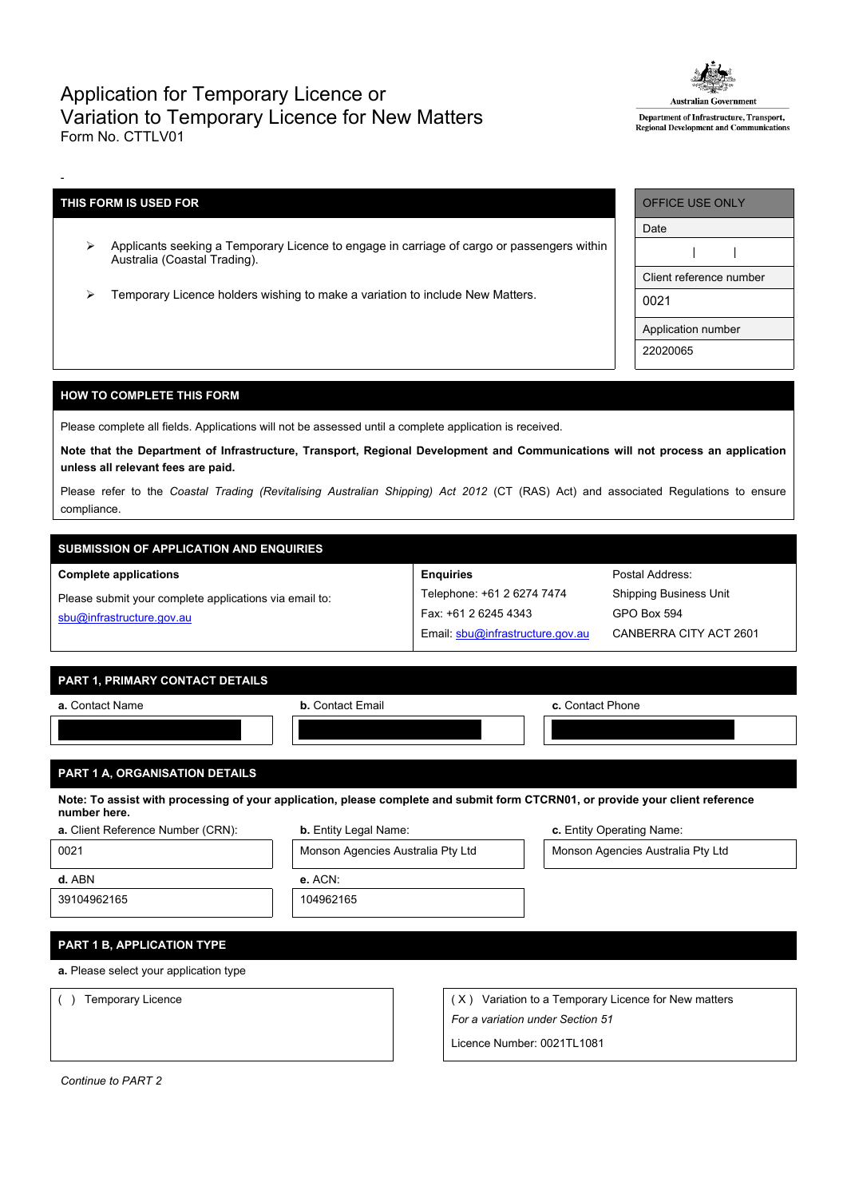# Application for Temporary Licence or Variation to Temporary Licence for New Matters

Form No. CTTLV01

Australian Government
Department of Infrastructure, Transport, Regional Development and Communications

-

| THIS FORM IS USED FOR | OFFICE USE ONLY |
|---|---|
| ➢ Applicants seeking a Temporary Licence to engage in carriage of cargo or passengers within Australia (Coastal Trading). | Date: \| \| |
| ➢ Temporary Licence holders wishing to make a variation to include New Matters. | Client reference number: 0021 |
| | Application number: 22020065 |

## HOW TO COMPLETE THIS FORM

Please complete all fields. Applications will not be assessed until a complete application is received.

**Note that the Department of Infrastructure, Transport, Regional Development and Communications will not process an application unless all relevant fees are paid.**

Please refer to the *Coastal Trading (Revitalising Australian Shipping) Act 2012* (CT (RAS) Act) and associated Regulations to ensure compliance.

## SUBMISSION OF APPLICATION AND ENQUIRIES

| Complete applications | Enquiries | Postal Address: |
|---|---|---|
| Please submit your complete applications via email to: sbu@infrastructure.gov.au | Telephone: +61 2 6274 7474 | Shipping Business Unit |
| | Fax: +61 2 6245 4343 | GPO Box 594 |
| | Email: sbu@infrastructure.gov.au | CANBERRA CITY ACT 2601 |

## PART 1, PRIMARY CONTACT DETAILS

| a. Contact Name | b. Contact Email | c. Contact Phone |
|---|---|---|
| [redacted] | [redacted] | [redacted] |

## PART 1 A, ORGANISATION DETAILS

**Note: To assist with processing of your application, please complete and submit form CTCRN01, or provide your client reference number here.**

| a. Client Reference Number (CRN): | b. Entity Legal Name: | c. Entity Operating Name: |
|---|---|---|
| 0021 | Monson Agencies Australia Pty Ltd | Monson Agencies Australia Pty Ltd |
| **d.** ABN | **e.** ACN: | |
| 39104962165 | 104962165 | |

## PART 1 B, APPLICATION TYPE

**a.** Please select your application type

| ( ) Temporary Licence | ( X ) Variation to a Temporary Licence for New matters |
|---|---|
| | *For a variation under Section 51* |
| | Licence Number: 0021TL1081 |

*Continue to PART 2*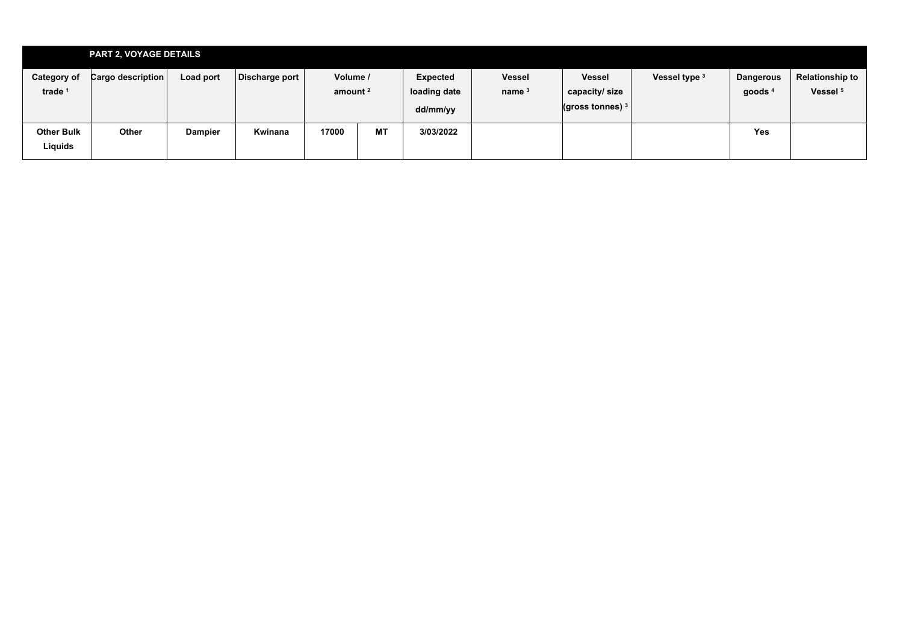## PART 2, VOYAGE DETAILS

| Category of trade [1] | Cargo description | Load port | Discharge port | Volume / amount [2] | | Expected loading date dd/mm/yy | Vessel name [3] | Vessel capacity/ size (gross tonnes) [3] | Vessel type [3] | Dangerous goods [4] | Relationship to Vessel [5] |
|---|---|---|---|---|---|---|---|---|---|---|---|
| Other Bulk Liquids | Other | Dampier | Kwinana | 17000 | MT | 3/03/2022 | | | | Yes | |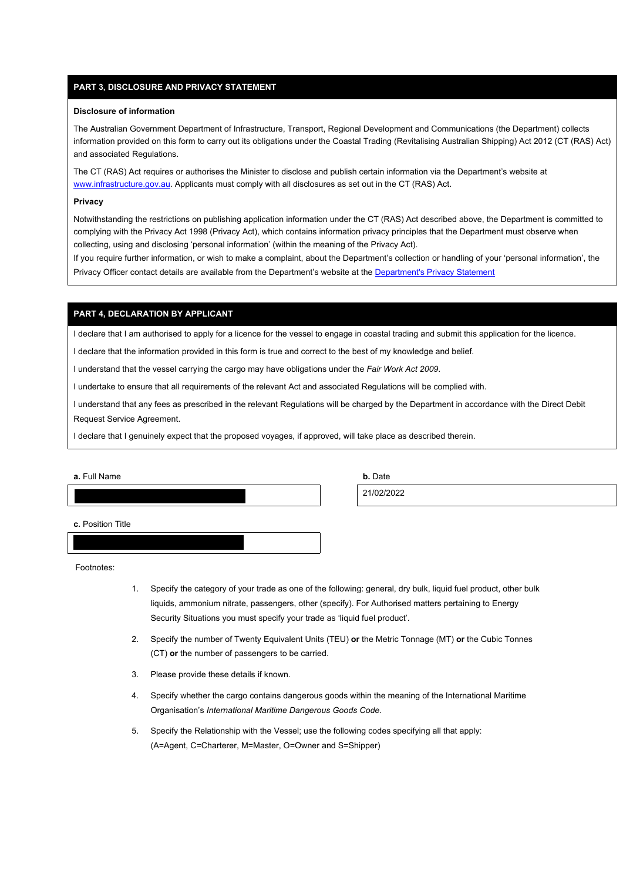## PART 3, DISCLOSURE AND PRIVACY STATEMENT

**Disclosure of information**

The Australian Government Department of Infrastructure, Transport, Regional Development and Communications (the Department) collects information provided on this form to carry out its obligations under the Coastal Trading (Revitalising Australian Shipping) Act 2012 (CT (RAS) Act) and associated Regulations.

The CT (RAS) Act requires or authorises the Minister to disclose and publish certain information via the Department's website at [www.infrastructure.gov.au](www.infrastructure.gov.au). Applicants must comply with all disclosures as set out in the CT (RAS) Act.

**Privacy**

Notwithstanding the restrictions on publishing application information under the CT (RAS) Act described above, the Department is committed to complying with the Privacy Act 1998 (Privacy Act), which contains information privacy principles that the Department must observe when collecting, using and disclosing 'personal information' (within the meaning of the Privacy Act).

If you require further information, or wish to make a complaint, about the Department's collection or handling of your 'personal information', the Privacy Officer contact details are available from the Department's website at the [Department's Privacy Statement]

## PART 4, DECLARATION BY APPLICANT

I declare that I am authorised to apply for a licence for the vessel to engage in coastal trading and submit this application for the licence.

I declare that the information provided in this form is true and correct to the best of my knowledge and belief.

I understand that the vessel carrying the cargo may have obligations under the *Fair Work Act 2009*.

I undertake to ensure that all requirements of the relevant Act and associated Regulations will be complied with.

I understand that any fees as prescribed in the relevant Regulations will be charged by the Department in accordance with the Direct Debit Request Service Agreement.

I declare that I genuinely expect that the proposed voyages, if approved, will take place as described therein.

**a.** Full Name

[REDACTED]

**b.** Date

21/02/2022

**c.** Position Title

[REDACTED]

Footnotes:

1. Specify the category of your trade as one of the following: general, dry bulk, liquid fuel product, other bulk liquids, ammonium nitrate, passengers, other (specify). For Authorised matters pertaining to Energy Security Situations you must specify your trade as 'liquid fuel product'.
2. Specify the number of Twenty Equivalent Units (TEU) **or** the Metric Tonnage (MT) **or** the Cubic Tonnes (CT) **or** the number of passengers to be carried.
3. Please provide these details if known.
4. Specify whether the cargo contains dangerous goods within the meaning of the International Maritime Organisation's *International Maritime Dangerous Goods Code*.
5. Specify the Relationship with the Vessel; use the following codes specifying all that apply: (A=Agent, C=Charterer, M=Master, O=Owner and S=Shipper)